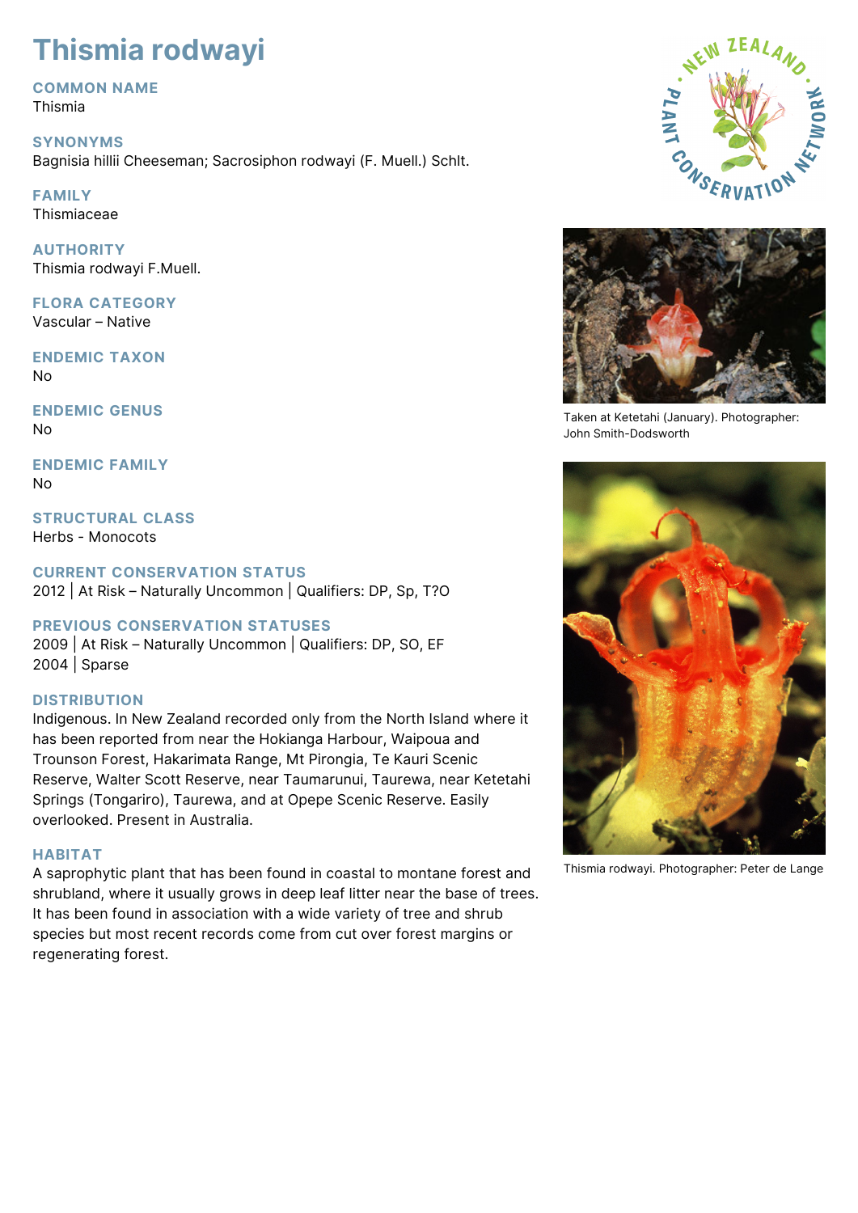# Thismia rodwayi

## COMMON NAME
Thismia

## SYNONYMS
Bagnisia hillii Cheeseman; Sacrosiphon rodwayi (F. Muell.) Schlt.

## FAMILY
Thismiaceae

## AUTHORITY
Thismia rodwayi F.Muell.

## FLORA CATEGORY
Vascular – Native

## ENDEMIC TAXON
No

## ENDEMIC GENUS
No

## ENDEMIC FAMILY
No

## STRUCTURAL CLASS
Herbs - Monocots

## CURRENT CONSERVATION STATUS
2012 | At Risk – Naturally Uncommon | Qualifiers: DP, Sp, T?O

## PREVIOUS CONSERVATION STATUSES
2009 | At Risk – Naturally Uncommon | Qualifiers: DP, SO, EF
2004 | Sparse

## DISTRIBUTION
Indigenous. In New Zealand recorded only from the North Island where it has been reported from near the Hokianga Harbour, Waipoua and Trounson Forest, Hakarimata Range, Mt Pirongia, Te Kauri Scenic Reserve, Walter Scott Reserve, near Taumarunui, Taurewa, near Ketetahi Springs (Tongariro), Taurewa, and at Opepe Scenic Reserve. Easily overlooked. Present in Australia.

## HABITAT
A saprophytic plant that has been found in coastal to montane forest and shrubland, where it usually grows in deep leaf litter near the base of trees. It has been found in association with a wide variety of tree and shrub species but most recent records come from cut over forest margins or regenerating forest.

Taken at Ketetahi (January). Photographer: John Smith-Dodsworth

Thismia rodwayi. Photographer: Peter de Lange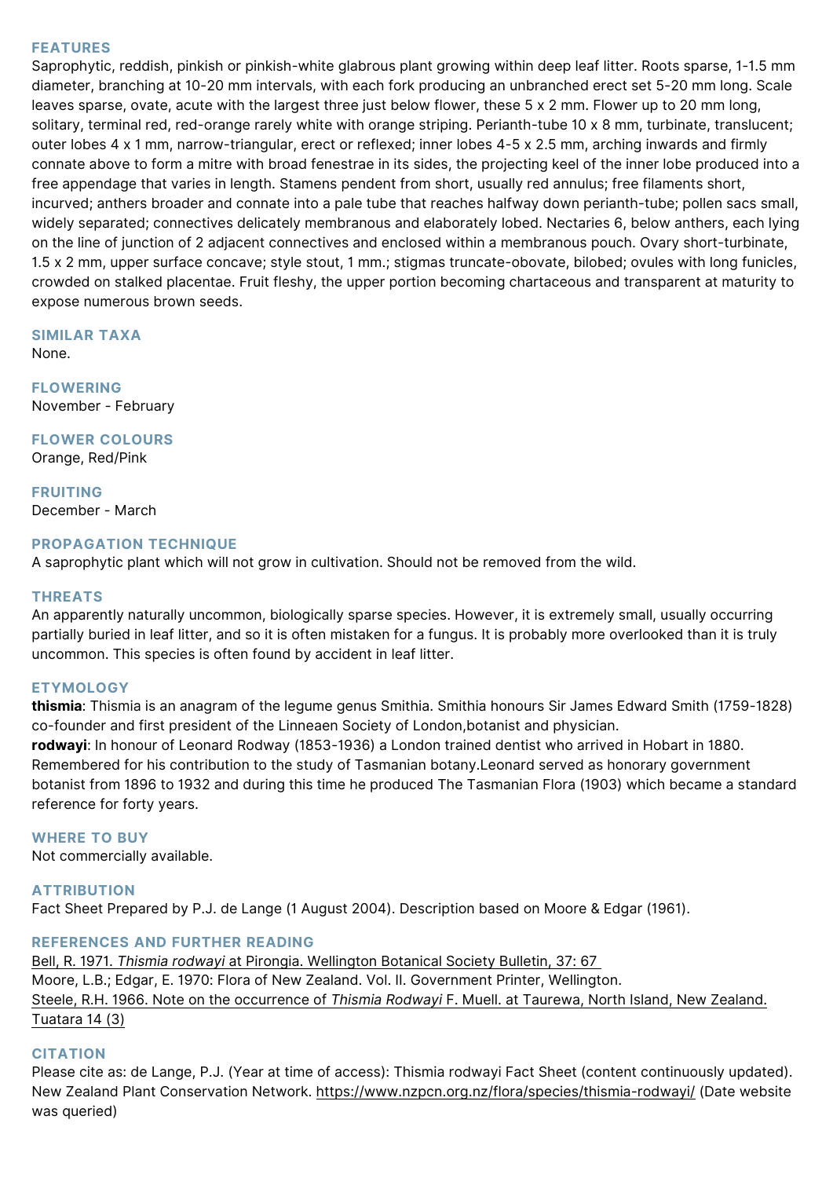## FEATURES

Saprophytic, reddish, pinkish or pinkish-white glabrous plant growing within deep leaf litter. Roots sparse, 1-1.5 mm diameter, branching at 10-20 mm intervals, with each fork producing an unbranched erect set 5-20 mm long. Scale leaves sparse, ovate, acute with the largest three just below flower, these 5 x 2 mm. Flower up to 20 mm long, solitary, terminal red, red-orange rarely white with orange striping. Perianth-tube 10 x 8 mm, turbinate, translucent; outer lobes 4 x 1 mm, narrow-triangular, erect or reflexed; inner lobes 4-5 x 2.5 mm, arching inwards and firmly connate above to form a mitre with broad fenestrae in its sides, the projecting keel of the inner lobe produced into a free appendage that varies in length. Stamens pendent from short, usually red annulus; free filaments short, incurved; anthers broader and connate into a pale tube that reaches halfway down perianth-tube; pollen sacs small, widely separated; connectives delicately membranous and elaborately lobed. Nectaries 6, below anthers, each lying on the line of junction of 2 adjacent connectives and enclosed within a membranous pouch. Ovary short-turbinate, 1.5 x 2 mm, upper surface concave; style stout, 1 mm.; stigmas truncate-obovate, bilobed; ovules with long funicles, crowded on stalked placentae. Fruit fleshy, the upper portion becoming chartaceous and transparent at maturity to expose numerous brown seeds.

## SIMILAR TAXA

None.

## FLOWERING

November - February

## FLOWER COLOURS

Orange, Red/Pink

## FRUITING

December - March

## PROPAGATION TECHNIQUE

A saprophytic plant which will not grow in cultivation. Should not be removed from the wild.

## THREATS

An apparently naturally uncommon, biologically sparse species. However, it is extremely small, usually occurring partially buried in leaf litter, and so it is often mistaken for a fungus. It is probably more overlooked than it is truly uncommon. This species is often found by accident in leaf litter.

## ETYMOLOGY

**thismia**: Thismia is an anagram of the legume genus Smithia. Smithia honours Sir James Edward Smith (1759-1828) co-founder and first president of the Linneaen Society of London,botanist and physician.

**rodwayi**: In honour of Leonard Rodway (1853-1936) a London trained dentist who arrived in Hobart in 1880. Remembered for his contribution to the study of Tasmanian botany.Leonard served as honorary government botanist from 1896 to 1932 and during this time he produced The Tasmanian Flora (1903) which became a standard reference for forty years.

## WHERE TO BUY

Not commercially available.

## ATTRIBUTION

Fact Sheet Prepared by P.J. de Lange (1 August 2004). Description based on Moore & Edgar (1961).

## REFERENCES AND FURTHER READING

Bell, R. 1971. *Thismia rodwayi* at Pirongia. Wellington Botanical Society Bulletin, 37: 67

Moore, L.B.; Edgar, E. 1970: Flora of New Zealand. Vol. II. Government Printer, Wellington.

Steele, R.H. 1966. Note on the occurrence of *Thismia Rodwayi* F. Muell. at Taurewa, North Island, New Zealand. Tuatara 14 (3)

## CITATION

Please cite as: de Lange, P.J. (Year at time of access): Thismia rodwayi Fact Sheet (content continuously updated). New Zealand Plant Conservation Network. https://www.nzpcn.org.nz/flora/species/thismia-rodwayi/ (Date website was queried)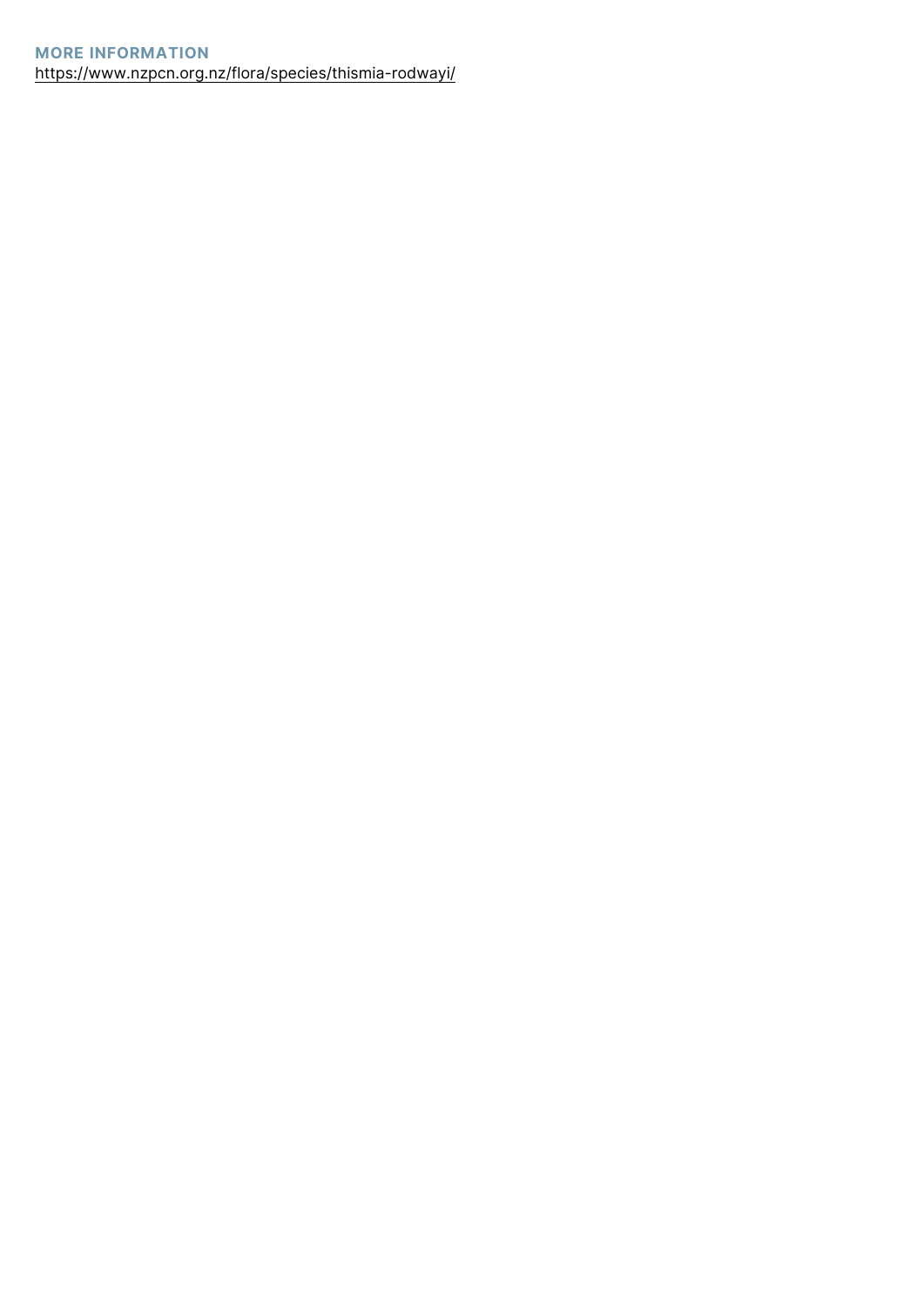**MORE INFORMATION**

https://www.nzpcn.org.nz/flora/species/thismia-rodwayi/